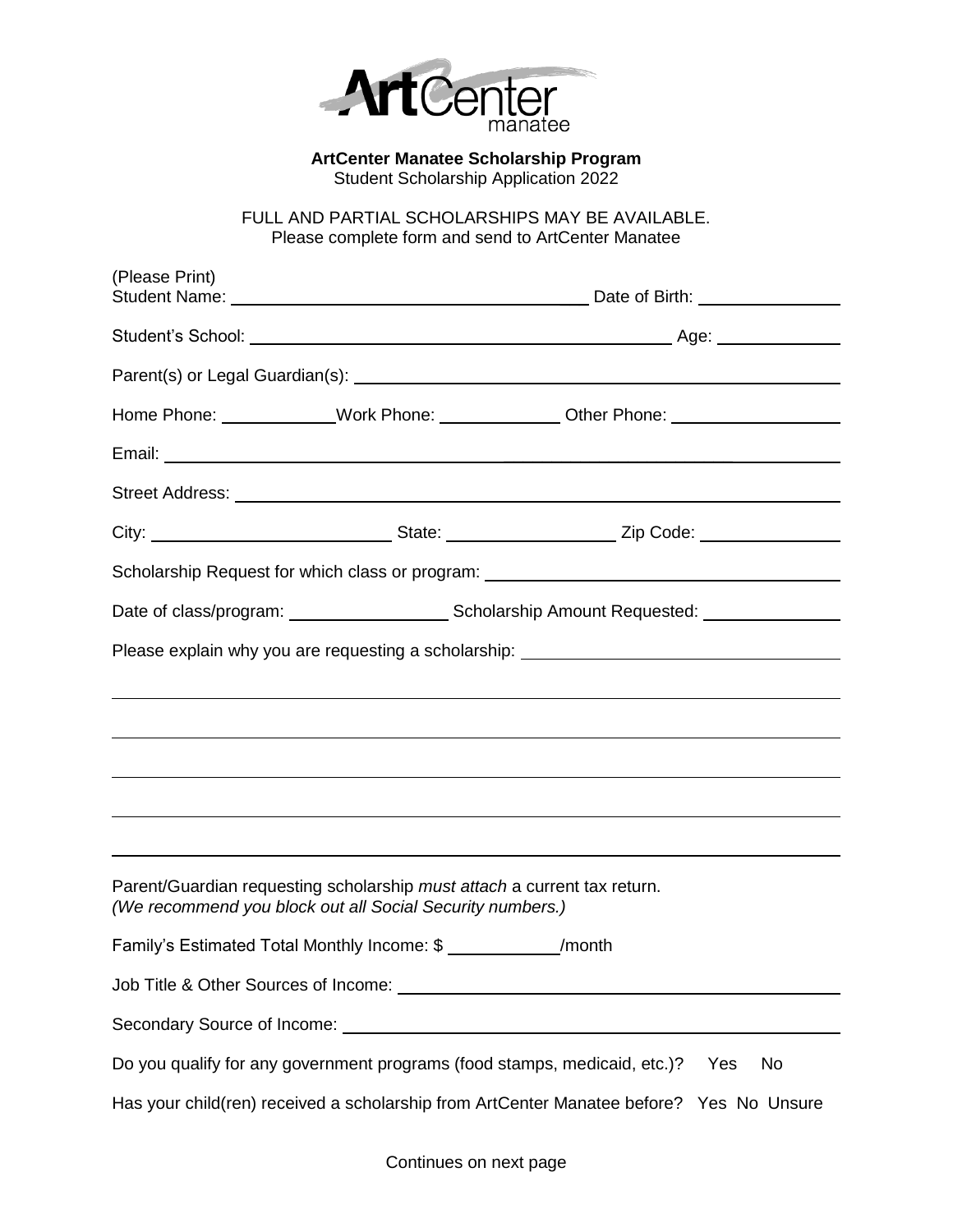**ArtCenter Manatee Scholarship Program**
Student Scholarship Application 2022

FULL AND PARTIAL SCHOLARSHIPS MAY BE AVAILABLE.
Please complete form and send to ArtCenter Manatee

(Please Print)
Student Name: ______________________________ Date of Birth: ______________

Student's School: ______________________________ Age: ______________

Parent(s) or Legal Guardian(s): ______________________________

Home Phone: ____________ Work Phone: ____________ Other Phone: ______________

Email: ______________________________

Street Address: ______________________________

City: ______________________ State: ______________ Zip Code: ______________

Scholarship Request for which class or program: ______________________________

Date of class/program: ______________ Scholarship Amount Requested: ______________

Please explain why you are requesting a scholarship: ______________________________

______________________________

______________________________

______________________________

______________________________

______________________________

Parent/Guardian requesting scholarship *must attach* a current tax return.
*(We recommend you block out all Social Security numbers.)*

Family's Estimated Total Monthly Income: $ ____________/month

Job Title & Other Sources of Income: ______________________________

Secondary Source of Income: ______________________________

Do you qualify for any government programs (food stamps, medicaid, etc.)? Yes No

Has your child(ren) received a scholarship from ArtCenter Manatee before? Yes No Unsure

Continues on next page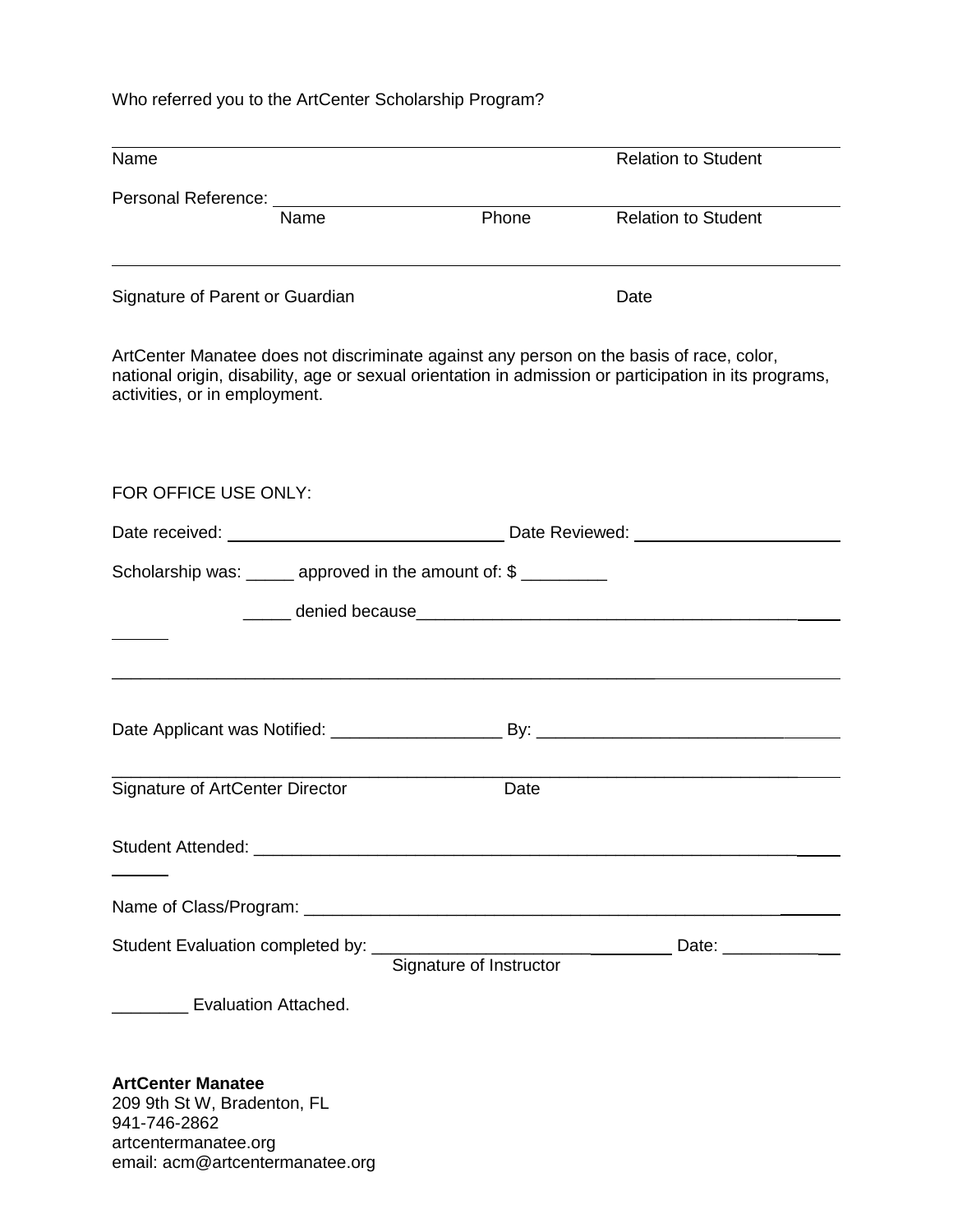Who referred you to the ArtCenter Scholarship Program?

\_\_\_\_\_\_\_\_\_\_\_\_\_\_\_\_\_\_\_\_\_\_\_\_\_\_\_\_\_\_\_\_\_\_\_\_\_\_\_\_\_\_\_\_\_\_\_\_\_\_\_\_\_\_\_\_\_\_\_\_\_\_\_\_\_\_\_\_\_\_\_\_

Name Relation to Student

Personal Reference: \_\_\_\_\_\_\_\_\_\_\_\_\_\_\_\_\_\_\_\_\_\_\_\_\_\_\_\_\_\_\_\_\_\_\_\_\_\_\_\_\_\_\_\_\_\_\_\_\_\_\_\_\_\_

Name Phone Relation to Student

\_\_\_\_\_\_\_\_\_\_\_\_\_\_\_\_\_\_\_\_\_\_\_\_\_\_\_\_\_\_\_\_\_\_\_\_\_\_\_\_\_\_\_\_\_\_\_\_\_\_\_\_\_\_\_\_\_\_\_\_\_\_\_\_\_\_\_\_\_\_\_\_

Signature of Parent or Guardian Date

ArtCenter Manatee does not discriminate against any person on the basis of race, color, national origin, disability, age or sexual orientation in admission or participation in its programs, activities, or in employment.

FOR OFFICE USE ONLY:

Date received: \_\_\_\_\_\_\_\_\_\_\_\_\_\_\_\_\_\_\_\_\_\_\_\_\_\_\_\_\_\_ Date Reviewed: \_\_\_\_\_\_\_\_\_\_\_\_\_\_\_\_\_\_\_\_\_\_

Scholarship was: \_\_\_\_\_ approved in the amount of: $ \_\_\_\_\_\_\_\_\_

\_\_\_\_\_ denied because\_\_\_\_\_\_\_\_\_\_\_\_\_\_\_\_\_\_\_\_\_\_\_\_\_\_\_\_\_\_\_\_\_\_\_\_\_\_\_\_\_\_\_\_\_\_\_\_

\_\_\_\_\_\_\_\_\_\_\_\_\_\_\_\_\_\_\_\_\_\_\_\_\_\_\_\_\_\_\_\_\_\_\_\_\_\_\_\_\_\_\_\_\_\_\_\_\_\_\_\_\_\_\_\_\_\_\_\_\_\_\_\_\_\_\_\_\_\_\_\_

Date Applicant was Notified: \_\_\_\_\_\_\_\_\_\_\_\_\_\_\_\_\_\_ By: \_\_\_\_\_\_\_\_\_\_\_\_\_\_\_\_\_\_\_\_\_\_\_\_\_\_\_\_\_\_\_\_

\_\_\_\_\_\_\_\_\_\_\_\_\_\_\_\_\_\_\_\_\_\_\_\_\_\_\_\_\_\_\_\_\_\_\_\_\_\_\_\_\_\_\_\_\_\_\_\_\_\_\_\_\_\_\_\_\_\_\_\_\_\_\_\_\_\_\_\_\_\_\_\_

Signature of ArtCenter Director Date

Student Attended: \_\_\_\_\_\_\_\_\_\_\_\_\_\_\_\_\_\_\_\_\_\_\_\_\_\_\_\_\_\_\_\_\_\_\_\_\_\_\_\_\_\_\_\_\_\_\_\_\_\_\_\_\_\_\_\_\_\_\_\_

Name of Class/Program: \_\_\_\_\_\_\_\_\_\_\_\_\_\_\_\_\_\_\_\_\_\_\_\_\_\_\_\_\_\_\_\_\_\_\_\_\_\_\_\_\_\_\_\_\_\_\_\_\_\_\_\_\_\_\_\_

Student Evaluation completed by: \_\_\_\_\_\_\_\_\_\_\_\_\_\_\_\_\_\_\_\_\_\_\_\_\_\_\_\_\_\_\_\_ Date: \_\_\_\_\_\_\_\_\_\_\_\_

Signature of Instructor

\_\_\_\_\_\_\_\_ Evaluation Attached.

**ArtCenter Manatee**
209 9th St W, Bradenton, FL
941-746-2862
artcentermanatee.org
email: acm@artcentermanatee.org